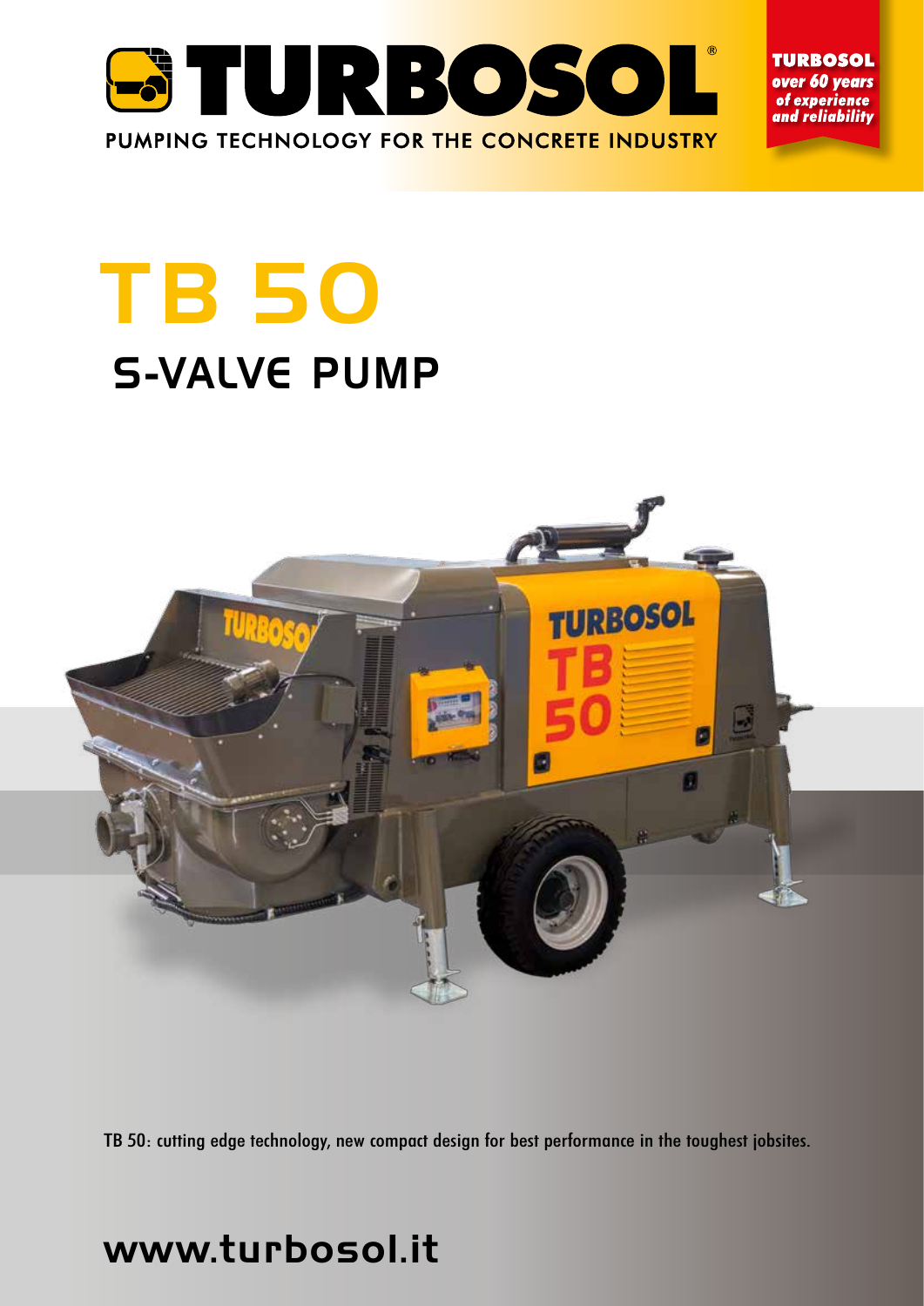# TURBOSOL®

PUMPING TECHNOLOGY FOR THE CONCRETE INDUSTRY

**TURBOSOL**
*over 60 years of experience and reliability*

# TB 50

## S-VALVE PUMP

TB 50: cutting edge technology, new compact design for best performance in the toughest jobsites.

**www.turbosol.it**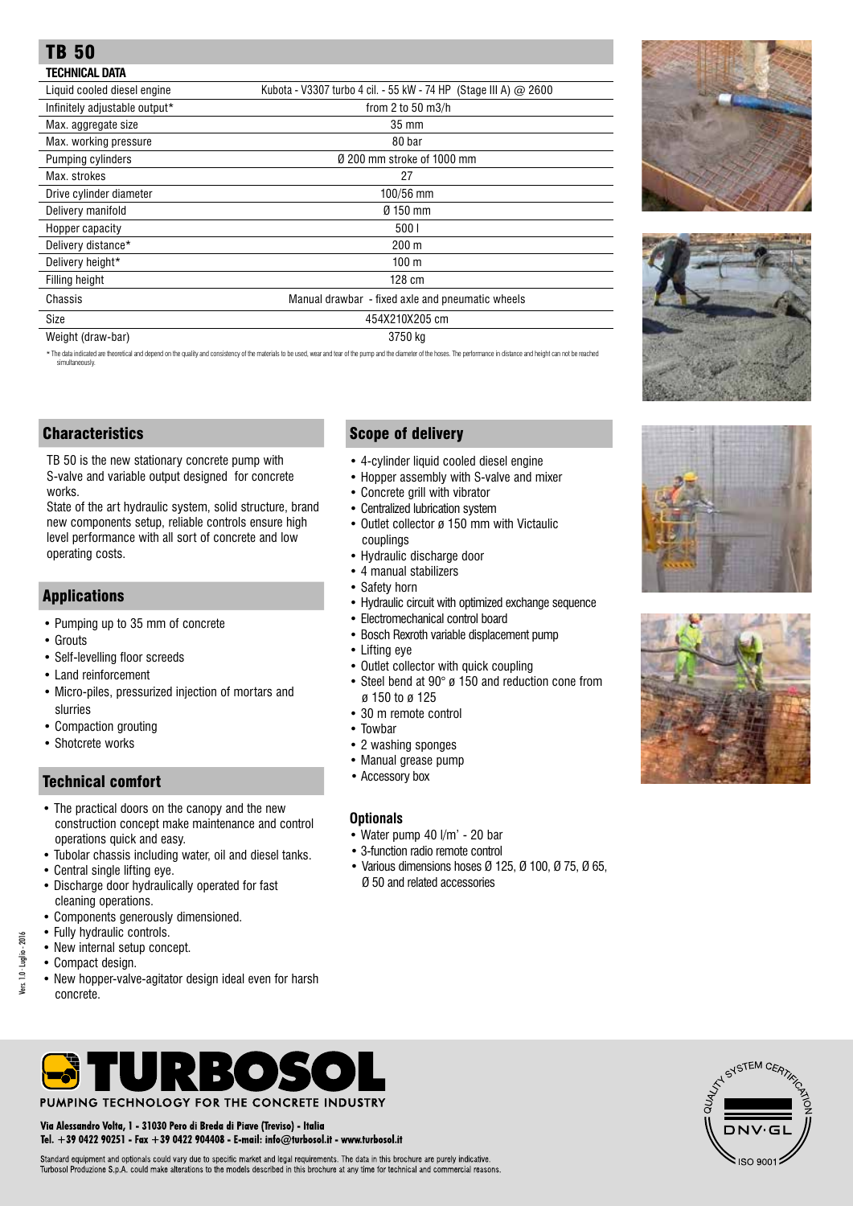# TB 50

## TECHNICAL DATA

| | |
|---|---|
| Liquid cooled diesel engine | Kubota - V3307 turbo 4 cil. - 55 kW - 74 HP (Stage III A) @ 2600 |
| Infinitely adjustable output* | from 2 to 50 m3/h |
| Max. aggregate size | 35 mm |
| Max. working pressure | 80 bar |
| Pumping cylinders | Ø 200 mm stroke of 1000 mm |
| Max. strokes | 27 |
| Drive cylinder diameter | 100/56 mm |
| Delivery manifold | Ø 150 mm |
| Hopper capacity | 500 l |
| Delivery distance* | 200 m |
| Delivery height* | 100 m |
| Filling height | 128 cm |
| Chassis | Manual drawbar - fixed axle and pneumatic wheels |
| Size | 454X210X205 cm |
| Weight (draw-bar) | 3750 kg |

* The data indicated are theoretical and depend on the quality and consistency of the materials to be used, wear and tear of the pump and the diameter of the hoses. The performance in distance and height can not be reached simultaneously.

## Characteristics

TB 50 is the new stationary concrete pump with S-valve and variable output designed for concrete works.
State of the art hydraulic system, solid structure, brand new components setup, reliable controls ensure high level performance with all sort of concrete and low operating costs.

## Applications

- Pumping up to 35 mm of concrete
- Grouts
- Self-levelling floor screeds
- Land reinforcement
- Micro-piles, pressurized injection of mortars and slurries
- Compaction grouting
- Shotcrete works

## Technical comfort

- The practical doors on the canopy and the new construction concept make maintenance and control operations quick and easy.
- Tubolar chassis including water, oil and diesel tanks.
- Central single lifting eye.
- Discharge door hydraulically operated for fast cleaning operations.
- Components generously dimensioned.
- Fully hydraulic controls.
- New internal setup concept.
- Compact design.
- New hopper-valve-agitator design ideal even for harsh concrete.

## Scope of delivery

- 4-cylinder liquid cooled diesel engine
- Hopper assembly with S-valve and mixer
- Concrete grill with vibrator
- Centralized lubrication system
- Outlet collector ø 150 mm with Victaulic couplings
- Hydraulic discharge door
- 4 manual stabilizers
- Safety horn
- Hydraulic circuit with optimized exchange sequence
- Electromechanical control board
- Bosch Rexroth variable displacement pump
- Lifting eye
- Outlet collector with quick coupling
- Steel bend at 90° ø 150 and reduction cone from ø 150 to ø 125
- 30 m remote control
- Towbar
- 2 washing sponges
- Manual grease pump
- Accessory box

### Optionals

- Water pump 40 l/m' - 20 bar
- 3-function radio remote control
- Various dimensions hoses Ø 125, Ø 100, Ø 75, Ø 65, Ø 50 and related accessories

Vers. 1.0 - Luglio - 2016

TURBOSOL
PUMPING TECHNOLOGY FOR THE CONCRETE INDUSTRY

**Via Alessandro Volta, 1 - 31030 Pero di Breda di Piave (Treviso) - Italia**
**Tel. +39 0422 90251 - Fax +39 0422 904408 - E-mail: info@turbosol.it - www.turbosol.it**

Standard equipment and optionals could vary due to specific market and legal requirements. The data in this brochure are purely indicative.
Turbosol Produzione S.p.A. could make alterations to the models described in this brochure at any time for technical and commercial reasons.

QUALITY SYSTEM CERTIFICATION DNV·GL ISO 9001